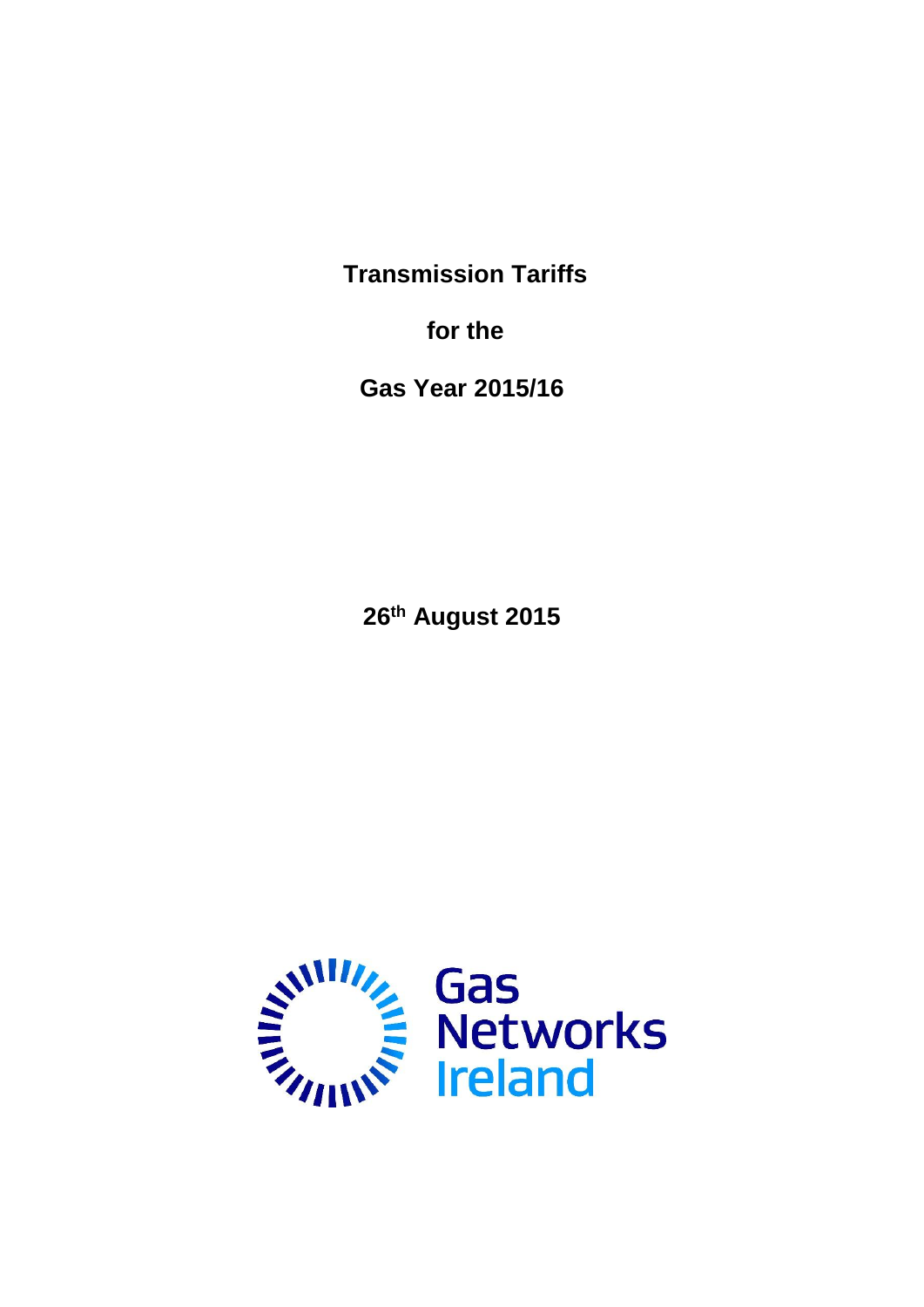# Transmission Tariffs

# for the

# Gas Year 2015/16

**26th August 2015**

Gas Networks Ireland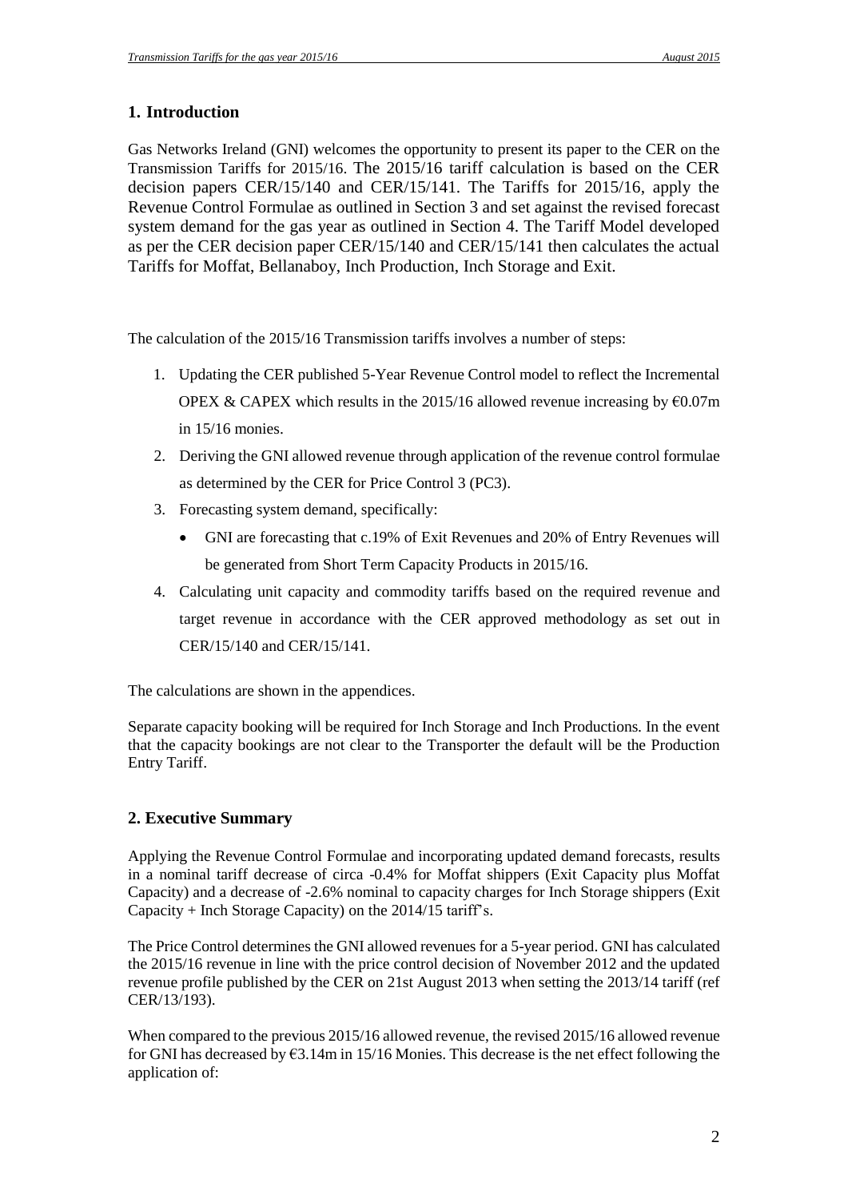## 1. Introduction

Gas Networks Ireland (GNI) welcomes the opportunity to present its paper to the CER on the Transmission Tariffs for 2015/16. The 2015/16 tariff calculation is based on the CER decision papers CER/15/140 and CER/15/141. The Tariffs for 2015/16, apply the Revenue Control Formulae as outlined in Section 3 and set against the revised forecast system demand for the gas year as outlined in Section 4. The Tariff Model developed as per the CER decision paper CER/15/140 and CER/15/141 then calculates the actual Tariffs for Moffat, Bellanaboy, Inch Production, Inch Storage and Exit.

The calculation of the 2015/16 Transmission tariffs involves a number of steps:

1. Updating the CER published 5-Year Revenue Control model to reflect the Incremental OPEX & CAPEX which results in the 2015/16 allowed revenue increasing by €0.07m in 15/16 monies.
2. Deriving the GNI allowed revenue through application of the revenue control formulae as determined by the CER for Price Control 3 (PC3).
3. Forecasting system demand, specifically:
   - GNI are forecasting that c.19% of Exit Revenues and 20% of Entry Revenues will be generated from Short Term Capacity Products in 2015/16.
4. Calculating unit capacity and commodity tariffs based on the required revenue and target revenue in accordance with the CER approved methodology as set out in CER/15/140 and CER/15/141.

The calculations are shown in the appendices.

Separate capacity booking will be required for Inch Storage and Inch Productions. In the event that the capacity bookings are not clear to the Transporter the default will be the Production Entry Tariff.

## 2. Executive Summary

Applying the Revenue Control Formulae and incorporating updated demand forecasts, results in a nominal tariff decrease of circa -0.4% for Moffat shippers (Exit Capacity plus Moffat Capacity) and a decrease of -2.6% nominal to capacity charges for Inch Storage shippers (Exit Capacity + Inch Storage Capacity) on the 2014/15 tariff's.

The Price Control determines the GNI allowed revenues for a 5-year period. GNI has calculated the 2015/16 revenue in line with the price control decision of November 2012 and the updated revenue profile published by the CER on 21st August 2013 when setting the 2013/14 tariff (ref CER/13/193).

When compared to the previous 2015/16 allowed revenue, the revised 2015/16 allowed revenue for GNI has decreased by €3.14m in 15/16 Monies. This decrease is the net effect following the application of: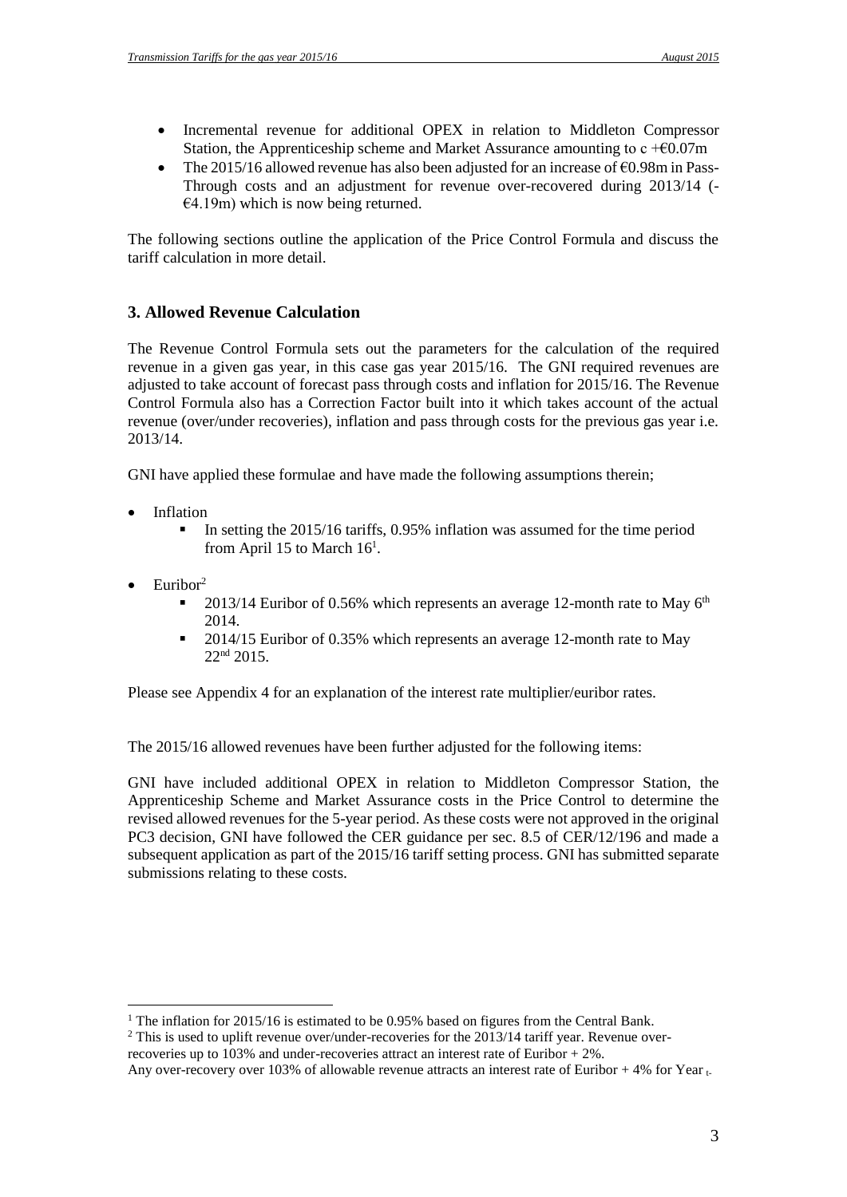- Incremental revenue for additional OPEX in relation to Middleton Compressor Station, the Apprenticeship scheme and Market Assurance amounting to c +€0.07m
- The 2015/16 allowed revenue has also been adjusted for an increase of €0.98m in Pass-Through costs and an adjustment for revenue over-recovered during 2013/14 (-€4.19m) which is now being returned.

The following sections outline the application of the Price Control Formula and discuss the tariff calculation in more detail.

## 3. Allowed Revenue Calculation

The Revenue Control Formula sets out the parameters for the calculation of the required revenue in a given gas year, in this case gas year 2015/16. The GNI required revenues are adjusted to take account of forecast pass through costs and inflation for 2015/16. The Revenue Control Formula also has a Correction Factor built into it which takes account of the actual revenue (over/under recoveries), inflation and pass through costs for the previous gas year i.e. 2013/14.

GNI have applied these formulae and have made the following assumptions therein;

- Inflation
  - In setting the 2015/16 tariffs, 0.95% inflation was assumed for the time period from April 15 to March 16[1].
- Euribor[2]
  - 2013/14 Euribor of 0.56% which represents an average 12-month rate to May 6th 2014.
  - 2014/15 Euribor of 0.35% which represents an average 12-month rate to May 22nd 2015.

Please see Appendix 4 for an explanation of the interest rate multiplier/euribor rates.

The 2015/16 allowed revenues have been further adjusted for the following items:

GNI have included additional OPEX in relation to Middleton Compressor Station, the Apprenticeship Scheme and Market Assurance costs in the Price Control to determine the revised allowed revenues for the 5-year period. As these costs were not approved in the original PC3 decision, GNI have followed the CER guidance per sec. 8.5 of CER/12/196 and made a subsequent application as part of the 2015/16 tariff setting process. GNI has submitted separate submissions relating to these costs.

---

[1] The inflation for 2015/16 is estimated to be 0.95% based on figures from the Central Bank.

[2] This is used to uplift revenue over/under-recoveries for the 2013/14 tariff year. Revenue over-recoveries up to 103% and under-recoveries attract an interest rate of Euribor + 2%.
Any over-recovery over 103% of allowable revenue attracts an interest rate of Euribor + 4% for Year $_{t-}$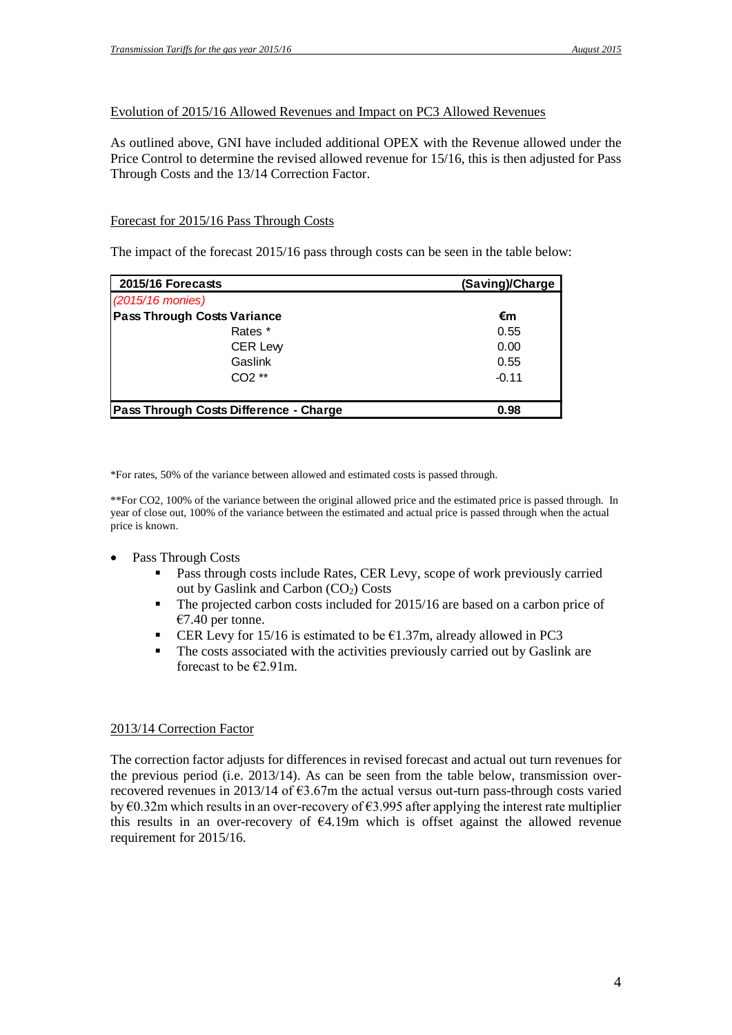Evolution of 2015/16 Allowed Revenues and Impact on PC3 Allowed Revenues

As outlined above, GNI have included additional OPEX with the Revenue allowed under the Price Control to determine the revised allowed revenue for 15/16, this is then adjusted for Pass Through Costs and the 13/14 Correction Factor.

Forecast for 2015/16 Pass Through Costs

The impact of the forecast 2015/16 pass through costs can be seen in the table below:

| 2015/16 Forecasts | | (Saving)/Charge |
|---|---|---|
| *(2015/16 monies)* | | |
| **Pass Through Costs Variance** | | **€m** |
| | Rates * | 0.55 |
| | CER Levy | 0.00 |
| | Gaslink | 0.55 |
| | CO2 ** | -0.11 |
| **Pass Through Costs Difference - Charge** | | **0.98** |

*For rates, 50% of the variance between allowed and estimated costs is passed through.

**For CO2, 100% of the variance between the original allowed price and the estimated price is passed through. In year of close out, 100% of the variance between the estimated and actual price is passed through when the actual price is known.

- Pass Through Costs
  - Pass through costs include Rates, CER Levy, scope of work previously carried out by Gaslink and Carbon ($CO_2$) Costs
  - The projected carbon costs included for 2015/16 are based on a carbon price of €7.40 per tonne.
  - CER Levy for 15/16 is estimated to be €1.37m, already allowed in PC3
  - The costs associated with the activities previously carried out by Gaslink are forecast to be €2.91m.

2013/14 Correction Factor

The correction factor adjusts for differences in revised forecast and actual out turn revenues for the previous period (i.e. 2013/14). As can be seen from the table below, transmission over-recovered revenues in 2013/14 of €3.67m the actual versus out-turn pass-through costs varied by €0.32m which results in an over-recovery of €3.995 after applying the interest rate multiplier this results in an over-recovery of €4.19m which is offset against the allowed revenue requirement for 2015/16.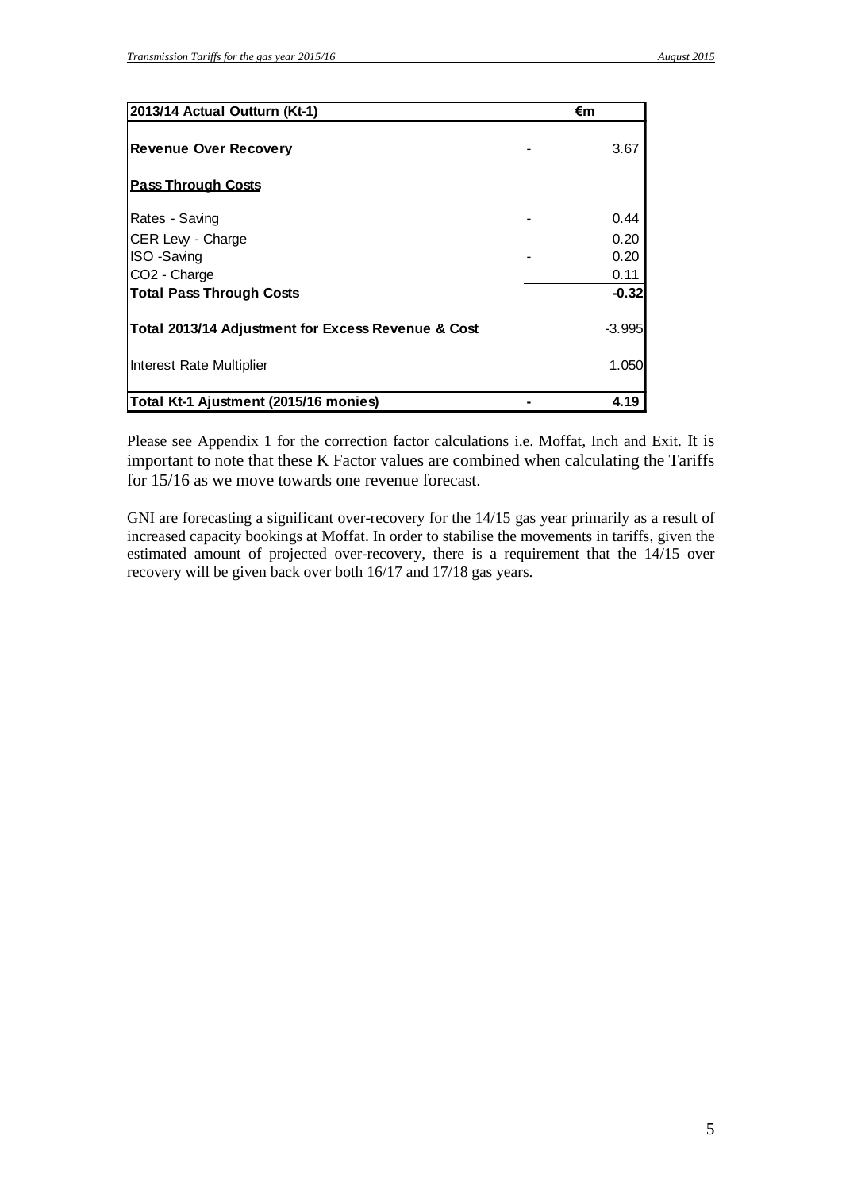| 2013/14 Actual Outturn (Kt-1) | | €m |
|---|---|---|
| **Revenue Over Recovery** | - | 3.67 |
| **Pass Through Costs** | | |
| Rates - Saving | - | 0.44 |
| CER Levy - Charge | | 0.20 |
| ISO -Saving | - | 0.20 |
| $CO_2$ - Charge | | 0.11 |
| **Total Pass Through Costs** | | **-0.32** |
| **Total 2013/14 Adjustment for Excess Revenue & Cost** | | -3.995 |
| Interest Rate Multiplier | | 1.050 |
| **Total Kt-1 Ajustment (2015/16 monies)** | **-** | **4.19** |

Please see Appendix 1 for the correction factor calculations i.e. Moffat, Inch and Exit. It is important to note that these K Factor values are combined when calculating the Tariffs for 15/16 as we move towards one revenue forecast.

GNI are forecasting a significant over-recovery for the 14/15 gas year primarily as a result of increased capacity bookings at Moffat. In order to stabilise the movements in tariffs, given the estimated amount of projected over-recovery, there is a requirement that the 14/15 over recovery will be given back over both 16/17 and 17/18 gas years.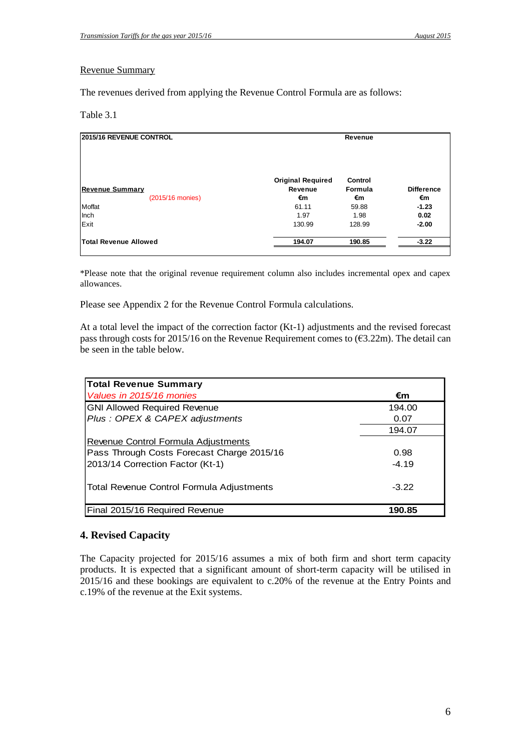Revenue Summary

The revenues derived from applying the Revenue Control Formula are as follows:

Table 3.1

| 2015/16 REVENUE CONTROL | Revenue | | |
|---|---|---|---|
| **Revenue Summary** (2015/16 monies) | Original Required Revenue €m | Control Formula €m | Difference €m |
| Moffat | 61.11 | 59.88 | **-1.23** |
| Inch | 1.97 | 1.98 | **0.02** |
| Exit | 130.99 | 128.99 | **-2.00** |
| **Total Revenue Allowed** | **194.07** | **190.85** | **-3.22** |

*Please note that the original revenue requirement column also includes incremental opex and capex allowances.

Please see Appendix 2 for the Revenue Control Formula calculations.

At a total level the impact of the correction factor (Kt-1) adjustments and the revised forecast pass through costs for 2015/16 on the Revenue Requirement comes to (€3.22m). The detail can be seen in the table below.

| **Total Revenue Summary** *Values in 2015/16 monies* | **€m** |
|---|---|
| GNI Allowed Required Revenue | 194.00 |
| *Plus : OPEX & CAPEX adjustments* | 0.07 |
| | 194.07 |
| Revenue Control Formula Adjustments | |
| Pass Through Costs Forecast Charge 2015/16 | 0.98 |
| 2013/14 Correction Factor (Kt-1) | -4.19 |
| Total Revenue Control Formula Adjustments | -3.22 |
| Final 2015/16 Required Revenue | **190.85** |

## 4. Revised Capacity

The Capacity projected for 2015/16 assumes a mix of both firm and short term capacity products. It is expected that a significant amount of short-term capacity will be utilised in 2015/16 and these bookings are equivalent to c.20% of the revenue at the Entry Points and c.19% of the revenue at the Exit systems.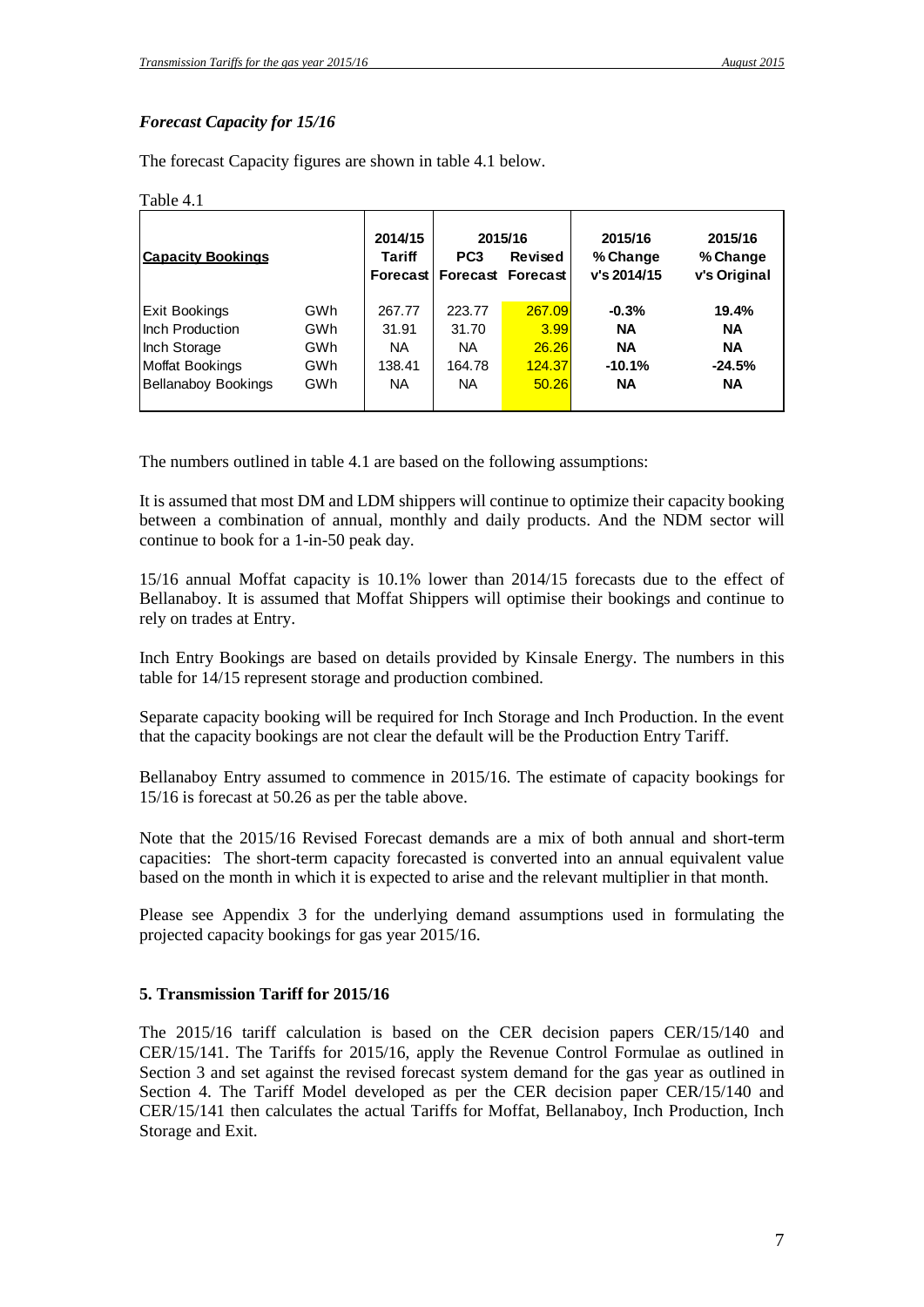### *Forecast Capacity for 15/16*

The forecast Capacity figures are shown in table 4.1 below.

Table 4.1

| Capacity Bookings | | 2014/15 Tariff Forecast | 2015/16 PC3 Forecast | 2015/16 Revised Forecast | 2015/16 % Change v's 2014/15 | 2015/16 % Change v's Original |
|---|---|---|---|---|---|---|
| Exit Bookings | GWh | 267.77 | 223.77 | 267.09 | **-0.3%** | **19.4%** |
| Inch Production | GWh | 31.91 | 31.70 | 3.99 | **NA** | **NA** |
| Inch Storage | GWh | NA | NA | 26.26 | **NA** | **NA** |
| Moffat Bookings | GWh | 138.41 | 164.78 | 124.37 | **-10.1%** | **-24.5%** |
| Bellanaboy Bookings | GWh | NA | NA | 50.26 | **NA** | **NA** |

The numbers outlined in table 4.1 are based on the following assumptions:

It is assumed that most DM and LDM shippers will continue to optimize their capacity booking between a combination of annual, monthly and daily products. And the NDM sector will continue to book for a 1-in-50 peak day.

15/16 annual Moffat capacity is 10.1% lower than 2014/15 forecasts due to the effect of Bellanaboy. It is assumed that Moffat Shippers will optimise their bookings and continue to rely on trades at Entry.

Inch Entry Bookings are based on details provided by Kinsale Energy. The numbers in this table for 14/15 represent storage and production combined.

Separate capacity booking will be required for Inch Storage and Inch Production. In the event that the capacity bookings are not clear the default will be the Production Entry Tariff.

Bellanaboy Entry assumed to commence in 2015/16. The estimate of capacity bookings for 15/16 is forecast at 50.26 as per the table above.

Note that the 2015/16 Revised Forecast demands are a mix of both annual and short-term capacities: The short-term capacity forecasted is converted into an annual equivalent value based on the month in which it is expected to arise and the relevant multiplier in that month.

Please see Appendix 3 for the underlying demand assumptions used in formulating the projected capacity bookings for gas year 2015/16.

## 5. Transmission Tariff for 2015/16

The 2015/16 tariff calculation is based on the CER decision papers CER/15/140 and CER/15/141. The Tariffs for 2015/16, apply the Revenue Control Formulae as outlined in Section 3 and set against the revised forecast system demand for the gas year as outlined in Section 4. The Tariff Model developed as per the CER decision paper CER/15/140 and CER/15/141 then calculates the actual Tariffs for Moffat, Bellanaboy, Inch Production, Inch Storage and Exit.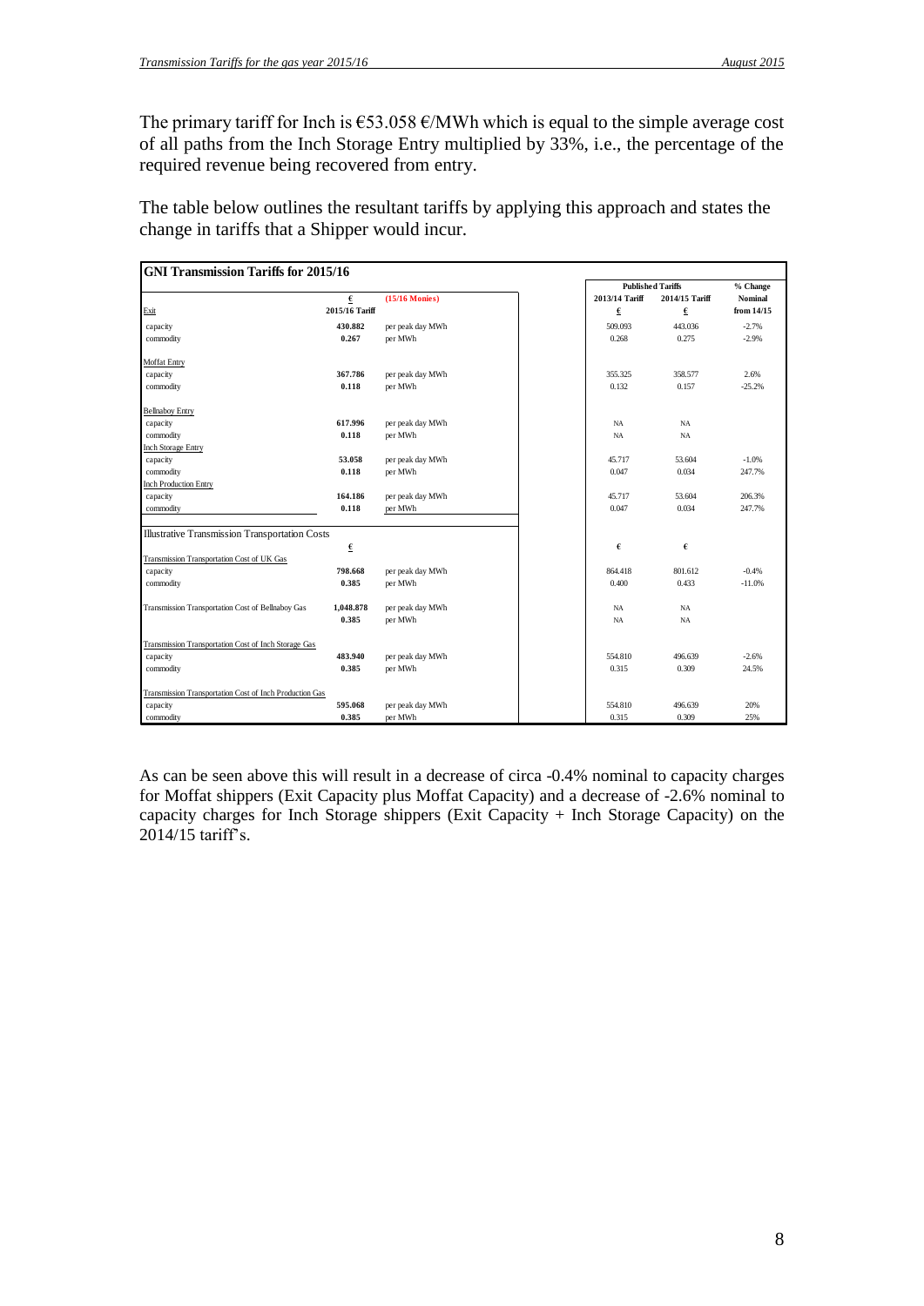The primary tariff for Inch is €53.058 €/MWh which is equal to the simple average cost of all paths from the Inch Storage Entry multiplied by 33%, i.e., the percentage of the required revenue being recovered from entry.

The table below outlines the resultant tariffs by applying this approach and states the change in tariffs that a Shipper would incur.

| GNI Transmission Tariffs for 2015/16 | | | Published Tariffs | | % Change |
|---|---|---|---|---|---|
| | € | (15/16 Monies) | 2013/14 Tariff | 2014/15 Tariff | Nominal |
| Exit | 2015/16 Tariff | | € | € | from 14/15 |
| capacity | 430.882 | per peak day MWh | 509.093 | 443.036 | -2.7% |
| commodity | 0.267 | per MWh | 0.268 | 0.275 | -2.9% |
| Moffat Entry | | | | | |
| capacity | 367.786 | per peak day MWh | 355.325 | 358.577 | 2.6% |
| commodity | 0.118 | per MWh | 0.132 | 0.157 | -25.2% |
| Bellnaboy Entry | | | | | |
| capacity | 617.996 | per peak day MWh | NA | NA | |
| commodity | 0.118 | per MWh | NA | NA | |
| Inch Storage Entry | | | | | |
| capacity | 53.058 | per peak day MWh | 45.717 | 53.604 | -1.0% |
| commodity | 0.118 | per MWh | 0.047 | 0.034 | 247.7% |
| Inch Production Entry | | | | | |
| capacity | 164.186 | per peak day MWh | 45.717 | 53.604 | 206.3% |
| commodity | 0.118 | per MWh | 0.047 | 0.034 | 247.7% |
| Illustrative Transmission Transportation Costs | | | | | |
| | € | | € | € | |
| Transmission Transportation Cost of UK Gas | | | | | |
| capacity | 798.668 | per peak day MWh | 864.418 | 801.612 | -0.4% |
| commodity | 0.385 | per MWh | 0.400 | 0.433 | -11.0% |
| Transmission Transportation Cost of Bellnaboy Gas | 1,048.878 | per peak day MWh | NA | NA | |
| | 0.385 | per MWh | NA | NA | |
| Transmission Transportation Cost of Inch Storage Gas | | | | | |
| capacity | 483.940 | per peak day MWh | 554.810 | 496.639 | -2.6% |
| commodity | 0.385 | per MWh | 0.315 | 0.309 | 24.5% |
| Transmission Transportation Cost of Inch Production Gas | | | | | |
| capacity | 595.068 | per peak day MWh | 554.810 | 496.639 | 20% |
| commodity | 0.385 | per MWh | 0.315 | 0.309 | 25% |

As can be seen above this will result in a decrease of circa -0.4% nominal to capacity charges for Moffat shippers (Exit Capacity plus Moffat Capacity) and a decrease of -2.6% nominal to capacity charges for Inch Storage shippers (Exit Capacity + Inch Storage Capacity) on the 2014/15 tariff's.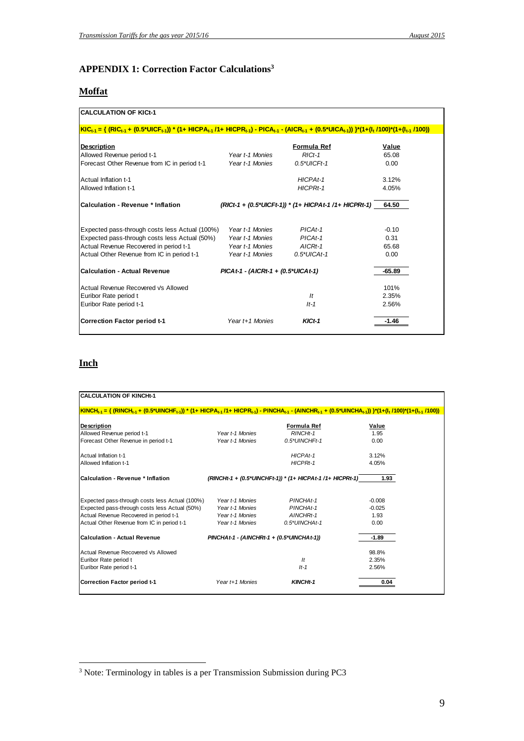## APPENDIX 1: Correction Factor Calculations[3]

### Moffat

**CALCULATION OF KICt-1**

$KIC_{t-1} = \{ (RIC_{t-1} + (0.5*UICF_{t-1})) * (1+ HICPA_{t-1} /1+ HICPR_{t-1}) - PICA_{t-1} - (AICR_{t-1} + (0.5*UICA_{t-1})) \}*(1+(I_t /100)*(1+(I_{t-1} /100))$

| Description | | Formula Ref | Value |
|---|---|---|---|
| Allowed Revenue period t-1 | *Year t-1 Monies* | *RICt-1* | 65.08 |
| Forecast Other Revenue from IC in period t-1 | *Year t-1 Monies* | *0.5*UICFt-1* | 0.00 |
| Actual Inflation t-1 | | *HICPAt-1* | 3.12% |
| Allowed Inflation t-1 | | *HICPRt-1* | 4.05% |
| **Calculation - Revenue * Inflation** | | ***(RICt-1 + (0.5*UICFt-1)) * (1+ HICPAt-1 /1+ HICPRt-1)*** | **64.50** |
| Expected pass-through costs less Actual (100%) | *Year t-1 Monies* | *PICAt-1* | -0.10 |
| Expected pass-through costs less Actual (50%) | *Year t-1 Monies* | *PICAt-1* | 0.31 |
| Actual Revenue Recovered in period t-1 | *Year t-1 Monies* | *AICRt-1* | 65.68 |
| Actual Other Revenue from IC in period t-1 | *Year t-1 Monies* | *0.5*UICAt-1* | 0.00 |
| **Calculation - Actual Revenue** | ***PICAt-1 - (AICRt-1 + (0.5*UICAt-1)*** | | **-65.89** |
| Actual Revenue Recovered Vs Allowed | | | 101% |
| Euribor Rate period t | | *It* | 2.35% |
| Euribor Rate period t-1 | | *It-1* | 2.56% |
| **Correction Factor period t-1** | *Year t+1 Monies* | ***KICt-1*** | **-1.46** |

### Inch

**CALCULATION OF KINCHt-1**

$KINCH_{t-1} = \{ (RINCH_{t-1} + (0.5*UINCHF_{t-1})) * (1+ HICPA_{t-1} /1+ HICPR_{t-1}) - PINCHA_{t-1} - (AINCHR_{t-1} + (0.5*UINCHA_{t-1})) \}*(1+(I_t /100)*(1+(I_{t-1} /100))$

| Description | | Formula Ref | Value |
|---|---|---|---|
| Allowed Revenue period t-1 | *Year t-1 Monies* | *RINCHt-1* | 1.95 |
| Forecast Other Revenue in period t-1 | *Year t-1 Monies* | *0.5*UINCHFt-1* | 0.00 |
| Actual Inflation t-1 | | *HICPAt-1* | 3.12% |
| Allowed Inflation t-1 | | *HICPRt-1* | 4.05% |
| **Calculation - Revenue * Inflation** | | ***(RINCHt-1 + (0.5*UINCHFt-1)) * (1+ HICPAt-1 /1+ HICPRt-1)*** | **1.93** |
| Expected pass-through costs less Actual (100%) | *Year t-1 Monies* | *PINCHAt-1* | -0.008 |
| Expected pass-through costs less Actual (50%) | *Year t-1 Monies* | *PINCHAt-1* | -0.025 |
| Actual Revenue Recovered in period t-1 | *Year t-1 Monies* | *AINCHRt-1* | 1.93 |
| Actual Other Revenue from IC in period t-1 | *Year t-1 Monies* | *0.5*UINCHAt-1* | 0.00 |
| **Calculation - Actual Revenue** | ***PINCHAt-1 - (AINCHRt-1 + (0.5*UINCHAt-1))*** | | **-1.89** |
| Actual Revenue Recovered Vs Allowed | | | 98.8% |
| Euribor Rate period t | | *It* | 2.35% |
| Euribor Rate period t-1 | | *It-1* | 2.56% |
| **Correction Factor period t-1** | *Year t+1 Monies* | ***KINCHt-1*** | **0.04** |

[3] Note: Terminology in tables is a per Transmission Submission during PC3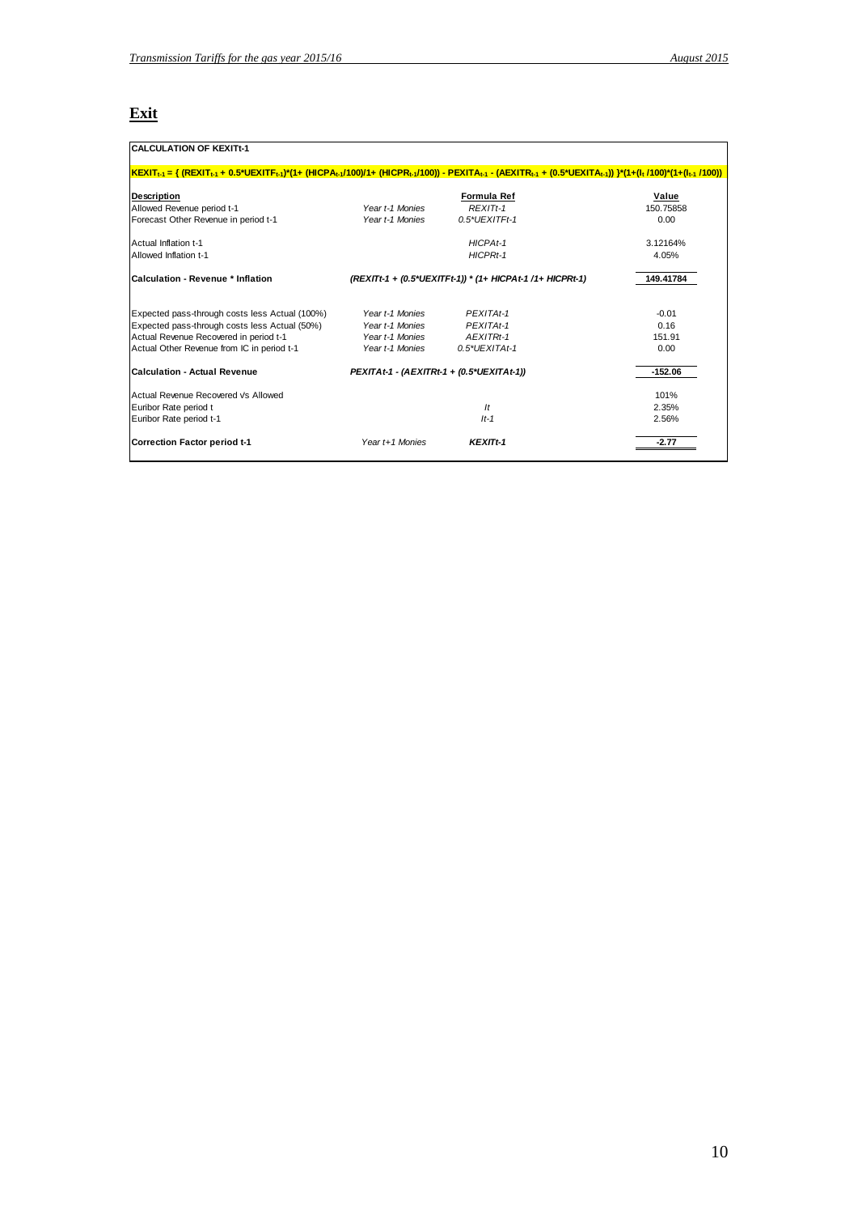## Exit

**CALCULATION OF KEXITt-1**

$$KEXIT_{t-1} = \{ (REXIT_{t-1} + 0.5*UEXITF_{t-1})*(1+ (HICPA_{t-1}/100)/1+ (HICPR_{t-1}/100)) - PEXITA_{t-1} - (AEXITR_{t-1} + (0.5*UEXITA_{t-1})) \}*(1+(I_t /100)*(1+(I_{t-1} /100))$$

| **Description** | | **Formula Ref** | **Value** |
|---|---|---|---|
| Allowed Revenue period t-1 | *Year t-1 Monies* | *REXITt-1* | 150.75858 |
| Forecast Other Revenue in period t-1 | *Year t-1 Monies* | *0.5*UEXITFt-1* | 0.00 |
| | | | |
| Actual Inflation t-1 | | *HICPAt-1* | 3.12164% |
| Allowed Inflation t-1 | | *HICPRt-1* | 4.05% |
| | | | |
| **Calculation - Revenue * Inflation** | | ***(REXITt-1 + (0.5*UEXITFt-1)) * (1+ HICPAt-1 /1+ HICPRt-1)*** | **149.41784** |
| | | | |
| Expected pass-through costs less Actual (100%) | *Year t-1 Monies* | *PEXITAt-1* | -0.01 |
| Expected pass-through costs less Actual (50%) | *Year t-1 Monies* | *PEXITAt-1* | 0.16 |
| Actual Revenue Recovered in period t-1 | *Year t-1 Monies* | *AEXITRt-1* | 151.91 |
| Actual Other Revenue from IC in period t-1 | *Year t-1 Monies* | *0.5*UEXITAt-1* | 0.00 |
| | | | |
| **Calculation - Actual Revenue** | ***PEXITAt-1 - (AEXITRt-1 + (0.5*UEXITAt-1))*** | | **-152.06** |
| | | | |
| Actual Revenue Recovered Vs Allowed | | | 101% |
| Euribor Rate period t | | *It* | 2.35% |
| Euribor Rate period t-1 | | *It-1* | 2.56% |
| | | | |
| **Correction Factor period t-1** | *Year t+1 Monies* | ***KEXITt-1*** | **-2.77** |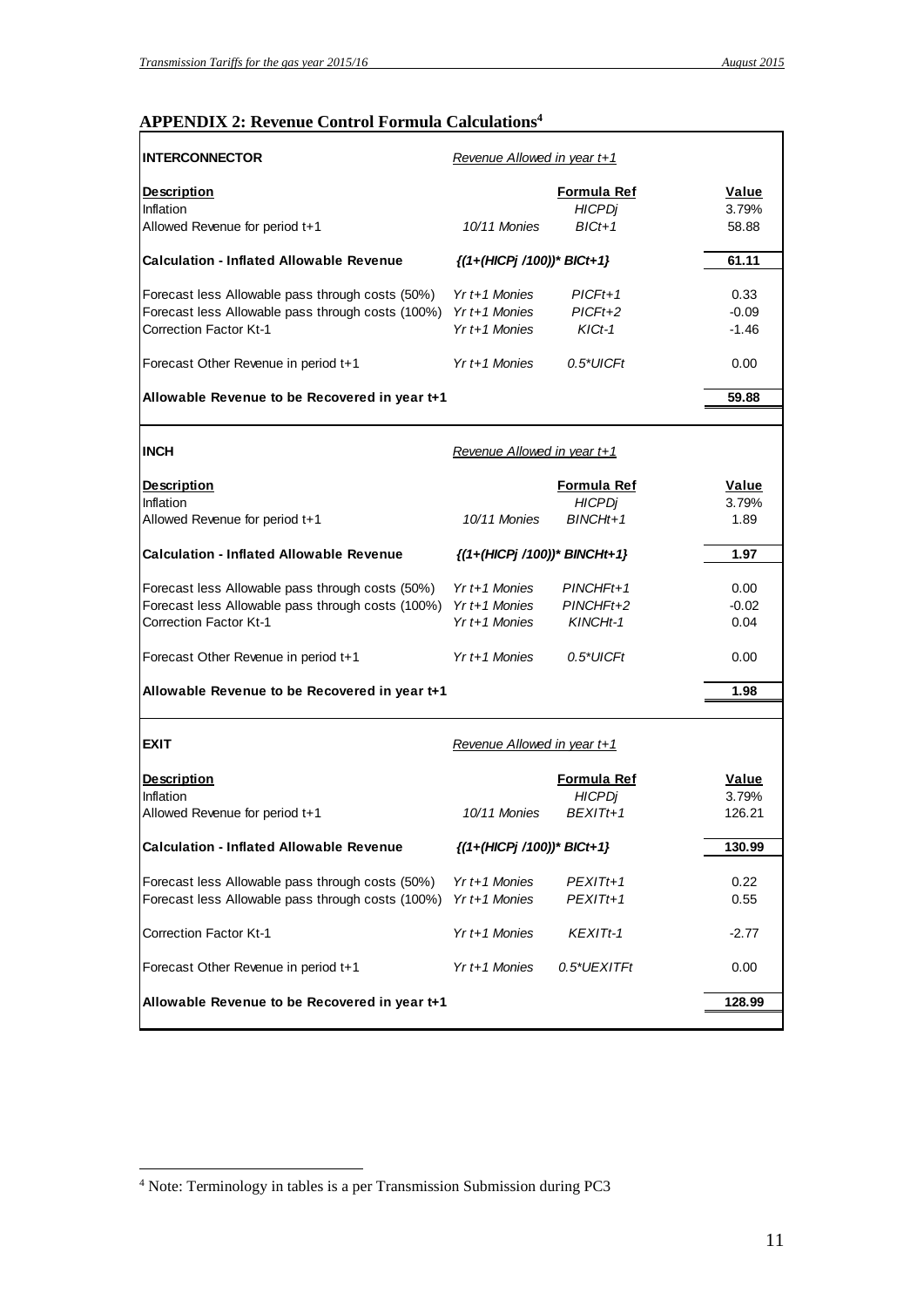## APPENDIX 2: Revenue Control Formula Calculations[4]

| INTERCONNECTOR | *Revenue Allowed in year t+1* | | |
|---|---|---|---|
| **Description** | | **Formula Ref** | **Value** |
| Inflation | | *HICPDj* | 3.79% |
| Allowed Revenue for period t+1 | *10/11 Monies* | *BICt+1* | 58.88 |
| **Calculation - Inflated Allowable Revenue** | ***{(1+(HICPj /100))\* BICt+1}*** | | **61.11** |
| Forecast less Allowable pass through costs (50%) | *Yr t+1 Monies* | *PICFt+1* | 0.33 |
| Forecast less Allowable pass through costs (100%) | *Yr t+1 Monies* | *PICFt+2* | -0.09 |
| Correction Factor Kt-1 | *Yr t+1 Monies* | *KICt-1* | -1.46 |
| Forecast Other Revenue in period t+1 | *Yr t+1 Monies* | *0.5\*UICFt* | 0.00 |
| **Allowable Revenue to be Recovered in year t+1** | | | **59.88** |

| INCH | *Revenue Allowed in year t+1* | | |
|---|---|---|---|
| **Description** | | **Formula Ref** | **Value** |
| Inflation | | *HICPDj* | 3.79% |
| Allowed Revenue for period t+1 | *10/11 Monies* | *BINCHt+1* | 1.89 |
| **Calculation - Inflated Allowable Revenue** | ***{(1+(HICPj /100))\* BINCHt+1}*** | | **1.97** |
| Forecast less Allowable pass through costs (50%) | *Yr t+1 Monies* | *PINCHFt+1* | 0.00 |
| Forecast less Allowable pass through costs (100%) | *Yr t+1 Monies* | *PINCHFt+2* | -0.02 |
| Correction Factor Kt-1 | *Yr t+1 Monies* | *KINCHt-1* | 0.04 |
| Forecast Other Revenue in period t+1 | *Yr t+1 Monies* | *0.5\*UICFt* | 0.00 |
| **Allowable Revenue to be Recovered in year t+1** | | | **1.98** |

| EXIT | *Revenue Allowed in year t+1* | | |
|---|---|---|---|
| **Description** | | **Formula Ref** | **Value** |
| Inflation | | *HICPDj* | 3.79% |
| Allowed Revenue for period t+1 | *10/11 Monies* | *BEXITt+1* | 126.21 |
| **Calculation - Inflated Allowable Revenue** | ***{(1+(HICPj /100))\* BICt+1}*** | | **130.99** |
| Forecast less Allowable pass through costs (50%) | *Yr t+1 Monies* | *PEXITt+1* | 0.22 |
| Forecast less Allowable pass through costs (100%) | *Yr t+1 Monies* | *PEXITt+1* | 0.55 |
| Correction Factor Kt-1 | *Yr t+1 Monies* | *KEXITt-1* | -2.77 |
| Forecast Other Revenue in period t+1 | *Yr t+1 Monies* | *0.5\*UEXITFt* | 0.00 |
| **Allowable Revenue to be Recovered in year t+1** | | | **128.99** |

[4] Note: Terminology in tables is a per Transmission Submission during PC3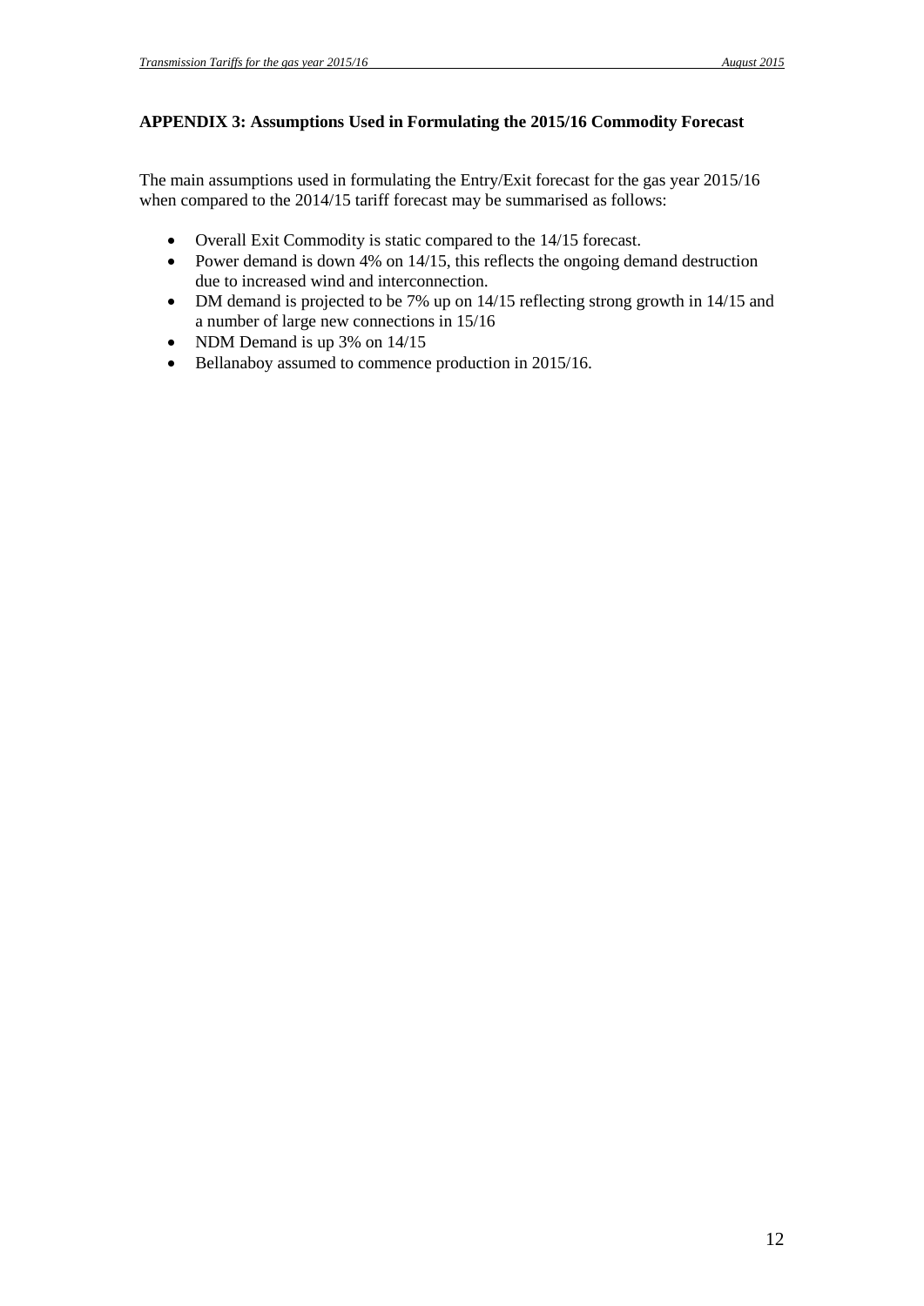**APPENDIX 3: Assumptions Used in Formulating the 2015/16 Commodity Forecast**

The main assumptions used in formulating the Entry/Exit forecast for the gas year 2015/16 when compared to the 2014/15 tariff forecast may be summarised as follows:

- Overall Exit Commodity is static compared to the 14/15 forecast.
- Power demand is down 4% on 14/15, this reflects the ongoing demand destruction due to increased wind and interconnection.
- DM demand is projected to be 7% up on 14/15 reflecting strong growth in 14/15 and a number of large new connections in 15/16
- NDM Demand is up 3% on 14/15
- Bellanaboy assumed to commence production in 2015/16.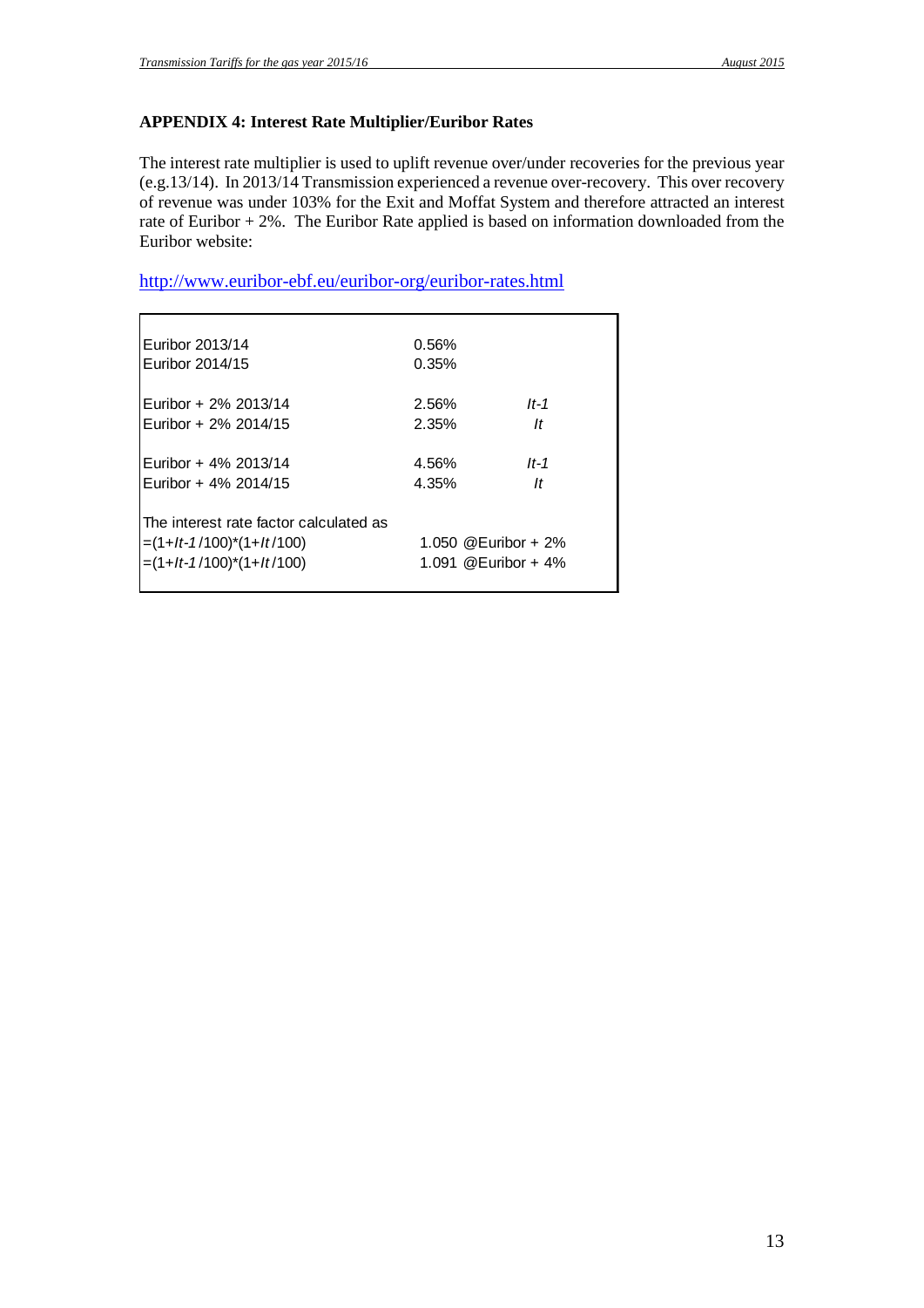**APPENDIX 4: Interest Rate Multiplier/Euribor Rates**

The interest rate multiplier is used to uplift revenue over/under recoveries for the previous year (e.g.13/14). In 2013/14 Transmission experienced a revenue over-recovery. This over recovery of revenue was under 103% for the Exit and Moffat System and therefore attracted an interest rate of Euribor + 2%. The Euribor Rate applied is based on information downloaded from the Euribor website:

http://www.euribor-ebf.eu/euribor-org/euribor-rates.html

| | | |
|---|---|---|
| Euribor 2013/14 | 0.56% | |
| Euribor 2014/15 | 0.35% | |
| | | |
| Euribor + 2% 2013/14 | 2.56% | *It-1* |
| Euribor + 2% 2014/15 | 2.35% | *It* |
| | | |
| Euribor + 4% 2013/14 | 4.56% | *It-1* |
| Euribor + 4% 2014/15 | 4.35% | *It* |
| | | |
| The interest rate factor calculated as | | |
| =(1+*It-1*/100)*(1+*It*/100) | 1.050 | @Euribor + 2% |
| =(1+*It-1*/100)*(1+*It*/100) | 1.091 | @Euribor + 4% |